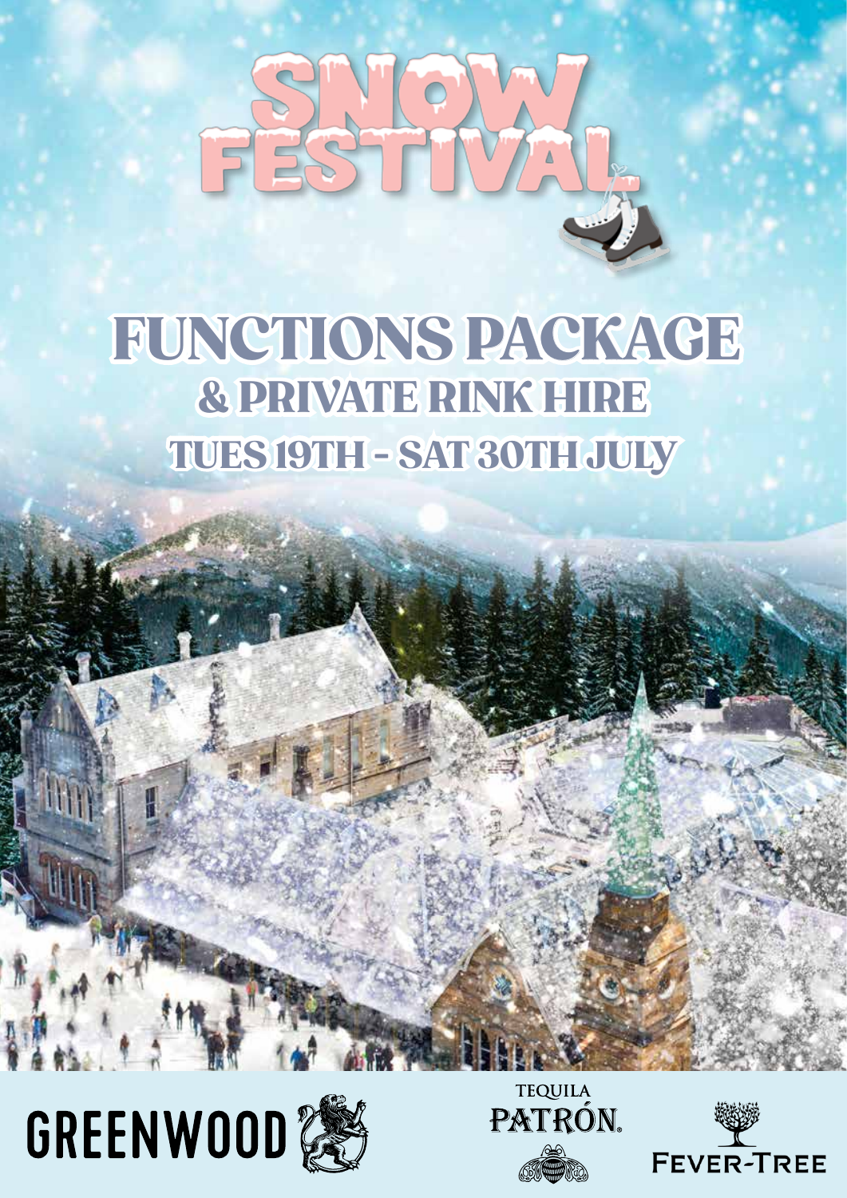# SNOW FESTIVAL

## FUNCTIONS PACKAGE

### & PRIVATE RINK HIRE

### TUES 19TH - SAT 30TH JULY

GREENWOOD

TEQUILA PATRÓN

FEVER-TREE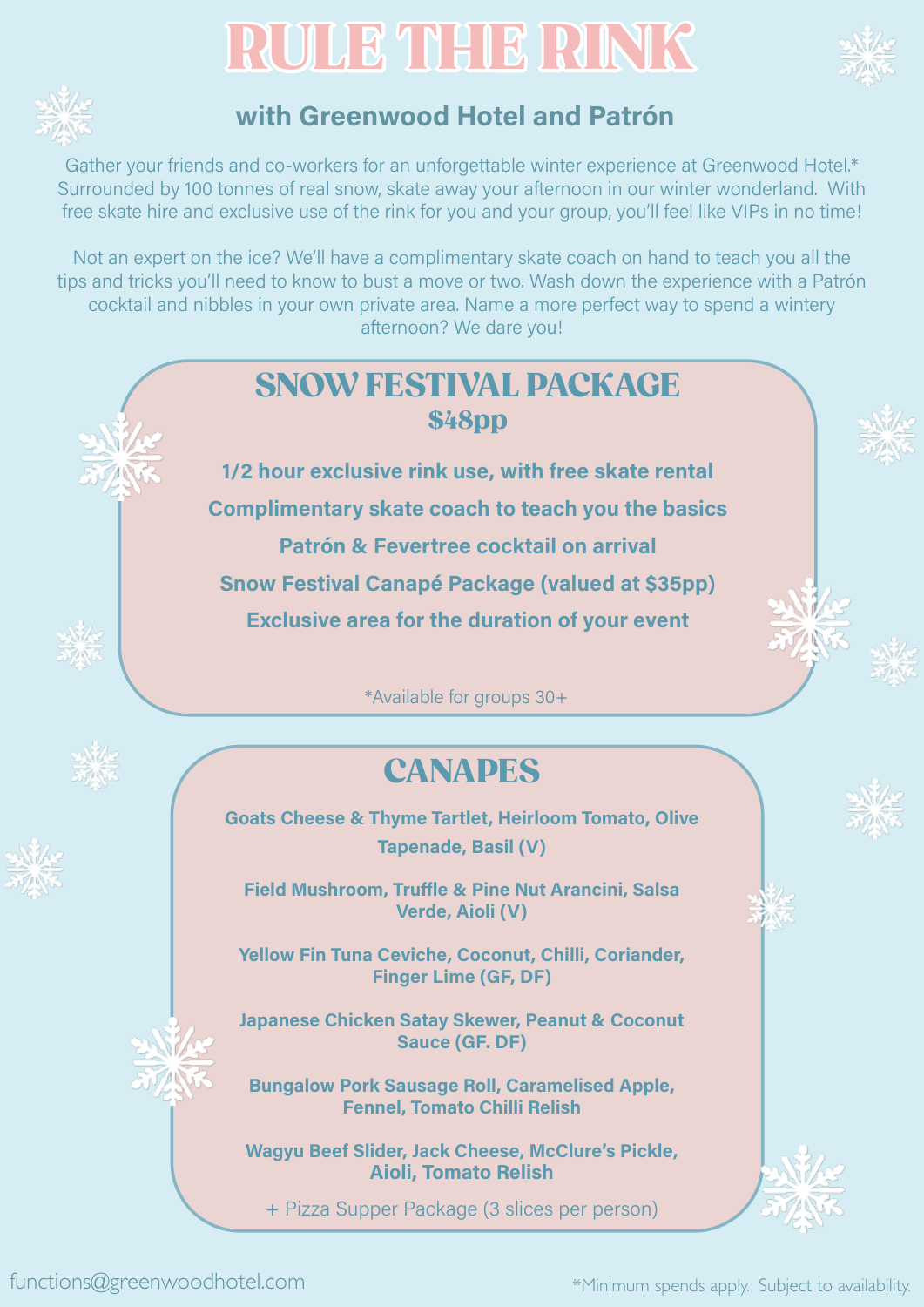# RULE THE RINK

## with Greenwood Hotel and Patrón

Gather your friends and co-workers for an unforgettable winter experience at Greenwood Hotel.* Surrounded by 100 tonnes of real snow, skate away your afternoon in our winter wonderland. With free skate hire and exclusive use of the rink for you and your group, you'll feel like VIPs in no time!

Not an expert on the ice? We'll have a complimentary skate coach on hand to teach you all the tips and tricks you'll need to know to bust a move or two. Wash down the experience with a Patrón cocktail and nibbles in your own private area. Name a more perfect way to spend a wintery afternoon? We dare you!

## SNOW FESTIVAL PACKAGE

### $48pp

**1/2 hour exclusive rink use, with free skate rental**

**Complimentary skate coach to teach you the basics**

**Patrón & Fevertree cocktail on arrival**

**Snow Festival Canapé Package (valued at $35pp)**

**Exclusive area for the duration of your event**

*Available for groups 30+

## CANAPES

**Goats Cheese & Thyme Tartlet, Heirloom Tomato, Olive Tapenade, Basil (V)**

**Field Mushroom, Truffle & Pine Nut Arancini, Salsa Verde, Aioli (V)**

**Yellow Fin Tuna Ceviche, Coconut, Chilli, Coriander, Finger Lime (GF, DF)**

**Japanese Chicken Satay Skewer, Peanut & Coconut Sauce (GF. DF)**

**Bungalow Pork Sausage Roll, Caramelised Apple, Fennel, Tomato Chilli Relish**

**Wagyu Beef Slider, Jack Cheese, McClure's Pickle, Aioli, Tomato Relish**

+ Pizza Supper Package (3 slices per person)

functions@greenwoodhotel.com

*Minimum spends apply. Subject to availability.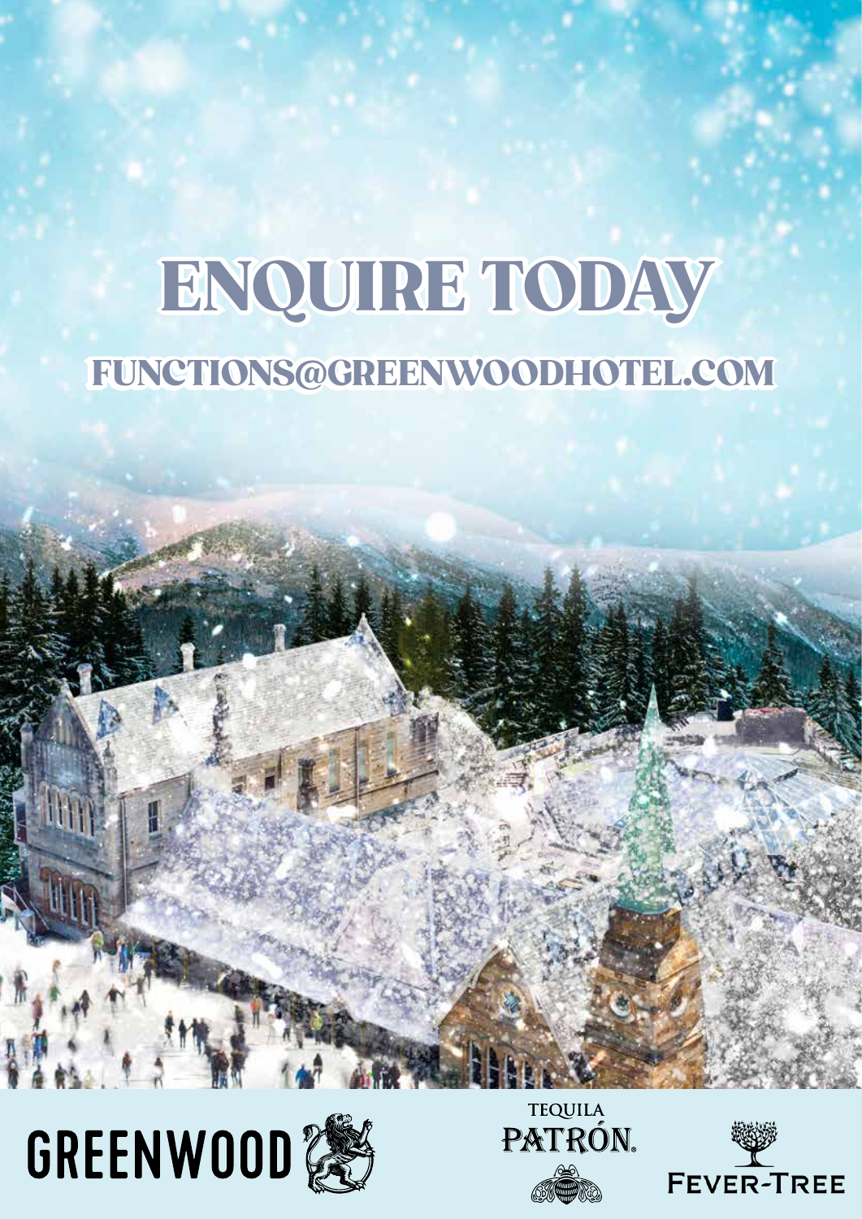# ENQUIRE TODAY

## FUNCTIONS@GREENWOODHOTEL.COM

GREENWOOD

TEQUILA PATRÓN.

FEVER-TREE